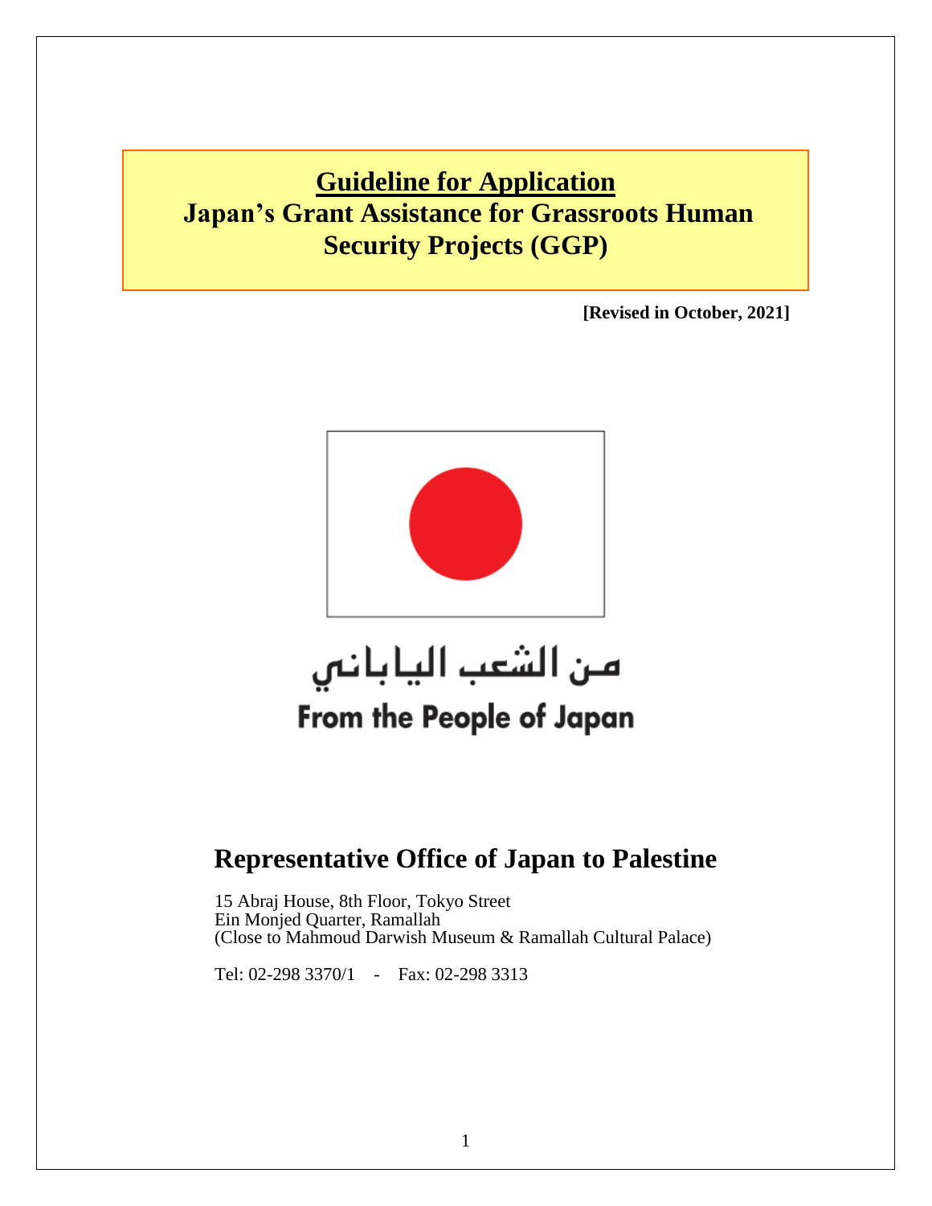# Guideline for Application
# Japan's Grant Assistance for Grassroots Human Security Projects (GGP)

**[Revised in October, 2021]**

من الشعب الياباني

**From the People of Japan**

## Representative Office of Japan to Palestine

15 Abraj House, 8th Floor, Tokyo Street
Ein Monjed Quarter, Ramallah
(Close to Mahmoud Darwish Museum & Ramallah Cultural Palace)

Tel: 02-298 3370/1 - Fax: 02-298 3313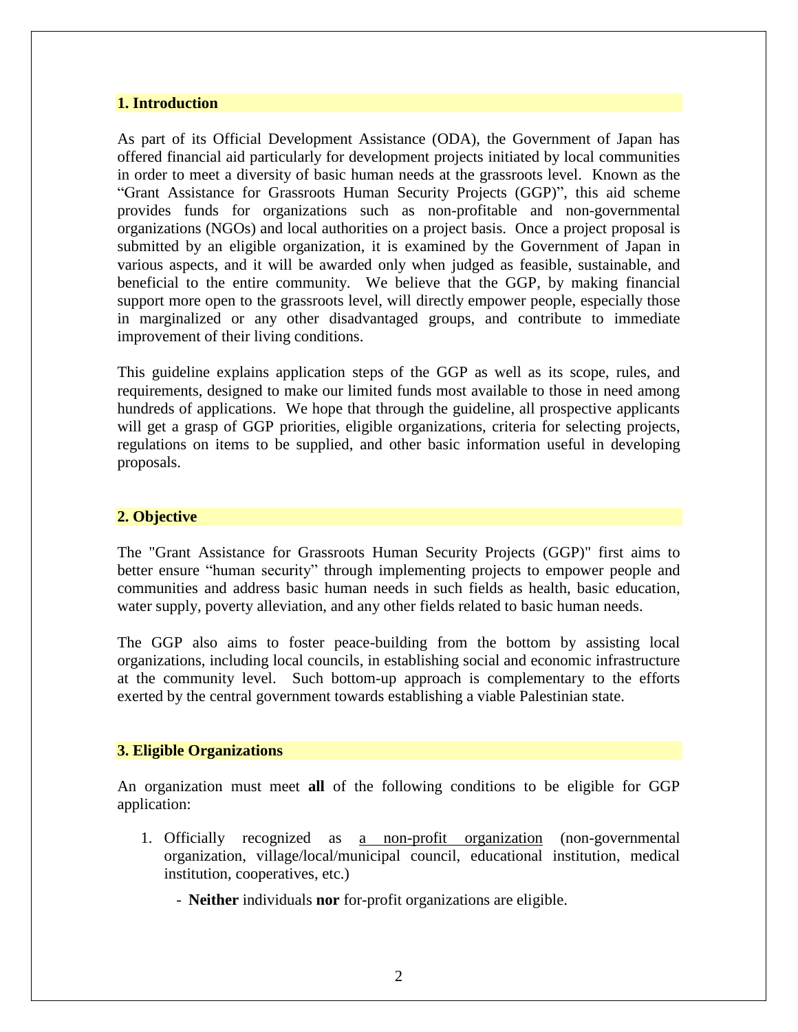## 1. Introduction

As part of its Official Development Assistance (ODA), the Government of Japan has offered financial aid particularly for development projects initiated by local communities in order to meet a diversity of basic human needs at the grassroots level. Known as the "Grant Assistance for Grassroots Human Security Projects (GGP)", this aid scheme provides funds for organizations such as non-profitable and non-governmental organizations (NGOs) and local authorities on a project basis. Once a project proposal is submitted by an eligible organization, it is examined by the Government of Japan in various aspects, and it will be awarded only when judged as feasible, sustainable, and beneficial to the entire community. We believe that the GGP, by making financial support more open to the grassroots level, will directly empower people, especially those in marginalized or any other disadvantaged groups, and contribute to immediate improvement of their living conditions.

This guideline explains application steps of the GGP as well as its scope, rules, and requirements, designed to make our limited funds most available to those in need among hundreds of applications. We hope that through the guideline, all prospective applicants will get a grasp of GGP priorities, eligible organizations, criteria for selecting projects, regulations on items to be supplied, and other basic information useful in developing proposals.

## 2. Objective

The "Grant Assistance for Grassroots Human Security Projects (GGP)" first aims to better ensure "human security" through implementing projects to empower people and communities and address basic human needs in such fields as health, basic education, water supply, poverty alleviation, and any other fields related to basic human needs.

The GGP also aims to foster peace-building from the bottom by assisting local organizations, including local councils, in establishing social and economic infrastructure at the community level. Such bottom-up approach is complementary to the efforts exerted by the central government towards establishing a viable Palestinian state.

## 3. Eligible Organizations

An organization must meet **all** of the following conditions to be eligible for GGP application:

1. Officially recognized as <u>a non-profit organization</u> (non-governmental organization, village/local/municipal council, educational institution, medical institution, cooperatives, etc.)
   - **Neither** individuals **nor** for-profit organizations are eligible.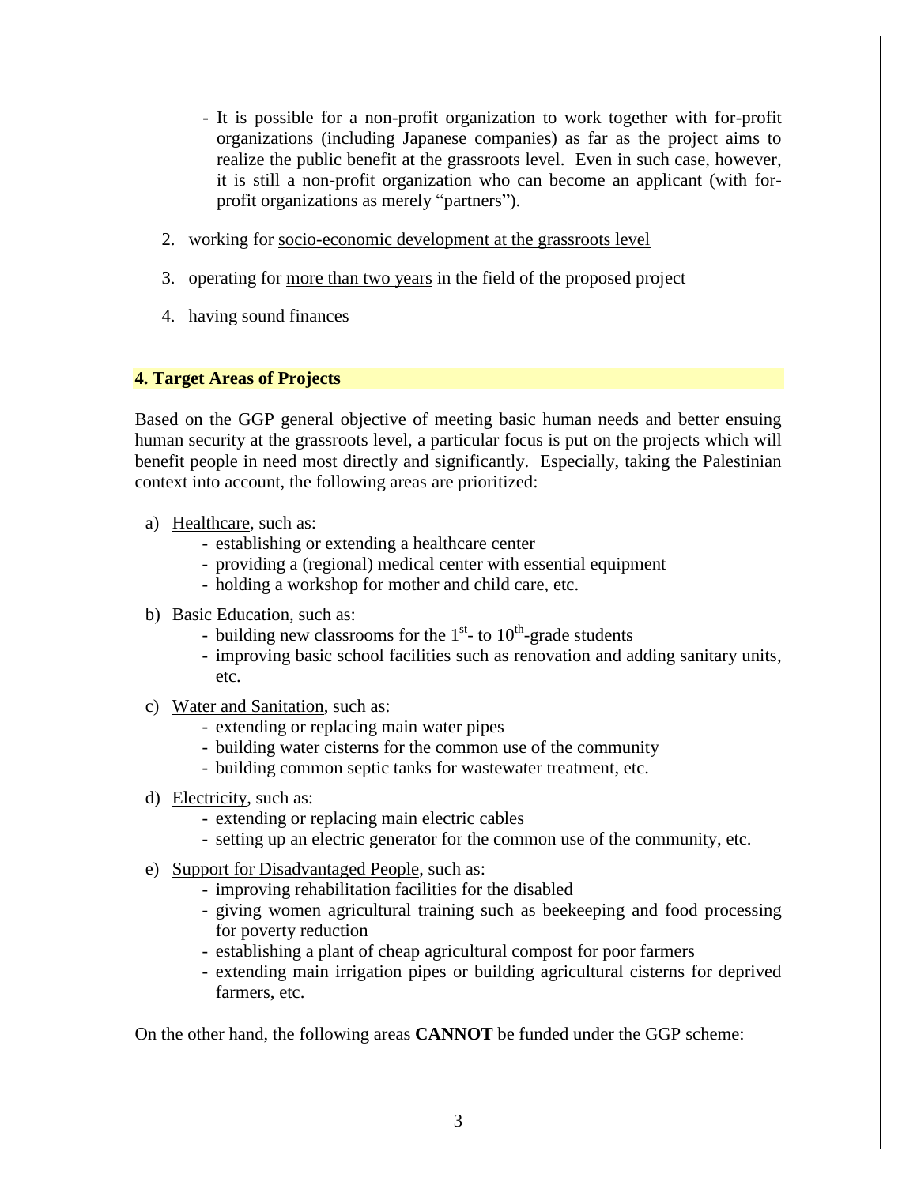- It is possible for a non-profit organization to work together with for-profit organizations (including Japanese companies) as far as the project aims to realize the public benefit at the grassroots level. Even in such case, however, it is still a non-profit organization who can become an applicant (with for-profit organizations as merely "partners").

2. working for socio-economic development at the grassroots level

3. operating for more than two years in the field of the proposed project

4. having sound finances

## 4. Target Areas of Projects

Based on the GGP general objective of meeting basic human needs and better ensuing human security at the grassroots level, a particular focus is put on the projects which will benefit people in need most directly and significantly. Especially, taking the Palestinian context into account, the following areas are prioritized:

a) Healthcare, such as:
   - establishing or extending a healthcare center
   - providing a (regional) medical center with essential equipment
   - holding a workshop for mother and child care, etc.

b) Basic Education, such as:
   - building new classrooms for the 1st- to 10th-grade students
   - improving basic school facilities such as renovation and adding sanitary units, etc.

c) Water and Sanitation, such as:
   - extending or replacing main water pipes
   - building water cisterns for the common use of the community
   - building common septic tanks for wastewater treatment, etc.

d) Electricity, such as:
   - extending or replacing main electric cables
   - setting up an electric generator for the common use of the community, etc.

e) Support for Disadvantaged People, such as:
   - improving rehabilitation facilities for the disabled
   - giving women agricultural training such as beekeeping and food processing for poverty reduction
   - establishing a plant of cheap agricultural compost for poor farmers
   - extending main irrigation pipes or building agricultural cisterns for deprived farmers, etc.

On the other hand, the following areas **CANNOT** be funded under the GGP scheme: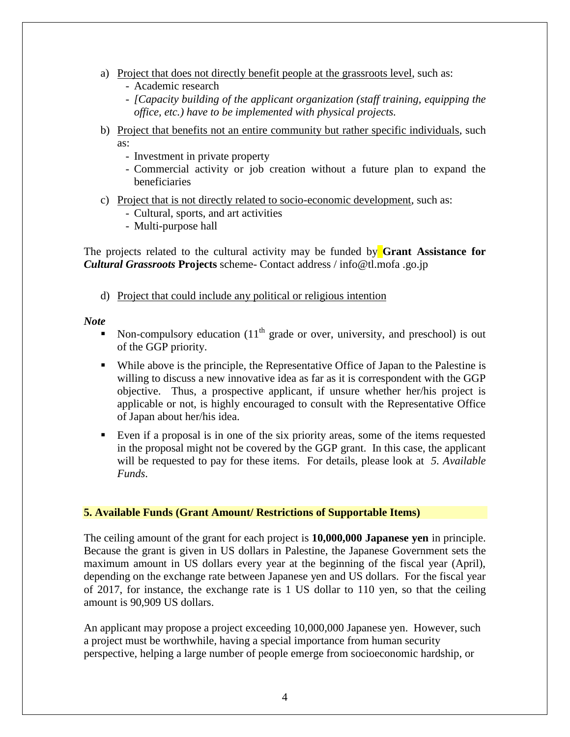a) Project that does not directly benefit people at the grassroots level, such as:
   - Academic research
   - *[Capacity building of the applicant organization (staff training, equipping the office, etc.) have to be implemented with physical projects.*

b) Project that benefits not an entire community but rather specific individuals, such as:
   - Investment in private property
   - Commercial activity or job creation without a future plan to expand the beneficiaries

c) Project that is not directly related to socio-economic development, such as:
   - Cultural, sports, and art activities
   - Multi-purpose hall

The projects related to the cultural activity may be funded by **Grant Assistance for *Cultural Grassroots* Projects** scheme- Contact address / info@tl.mofa .go.jp

d) Project that could include any political or religious intention

***Note***

- Non-compulsory education (11th grade or over, university, and preschool) is out of the GGP priority.
- While above is the principle, the Representative Office of Japan to the Palestine is willing to discuss a new innovative idea as far as it is correspondent with the GGP objective. Thus, a prospective applicant, if unsure whether her/his project is applicable or not, is highly encouraged to consult with the Representative Office of Japan about her/his idea.
- Even if a proposal is in one of the six priority areas, some of the items requested in the proposal might not be covered by the GGP grant. In this case, the applicant will be requested to pay for these items. For details, please look at *5. Available Funds*.

## 5. Available Funds (Grant Amount/ Restrictions of Supportable Items)

The ceiling amount of the grant for each project is **10,000,000 Japanese yen** in principle. Because the grant is given in US dollars in Palestine, the Japanese Government sets the maximum amount in US dollars every year at the beginning of the fiscal year (April), depending on the exchange rate between Japanese yen and US dollars. For the fiscal year of 2017, for instance, the exchange rate is 1 US dollar to 110 yen, so that the ceiling amount is 90,909 US dollars.

An applicant may propose a project exceeding 10,000,000 Japanese yen. However, such a project must be worthwhile, having a special importance from human security perspective, helping a large number of people emerge from socioeconomic hardship, or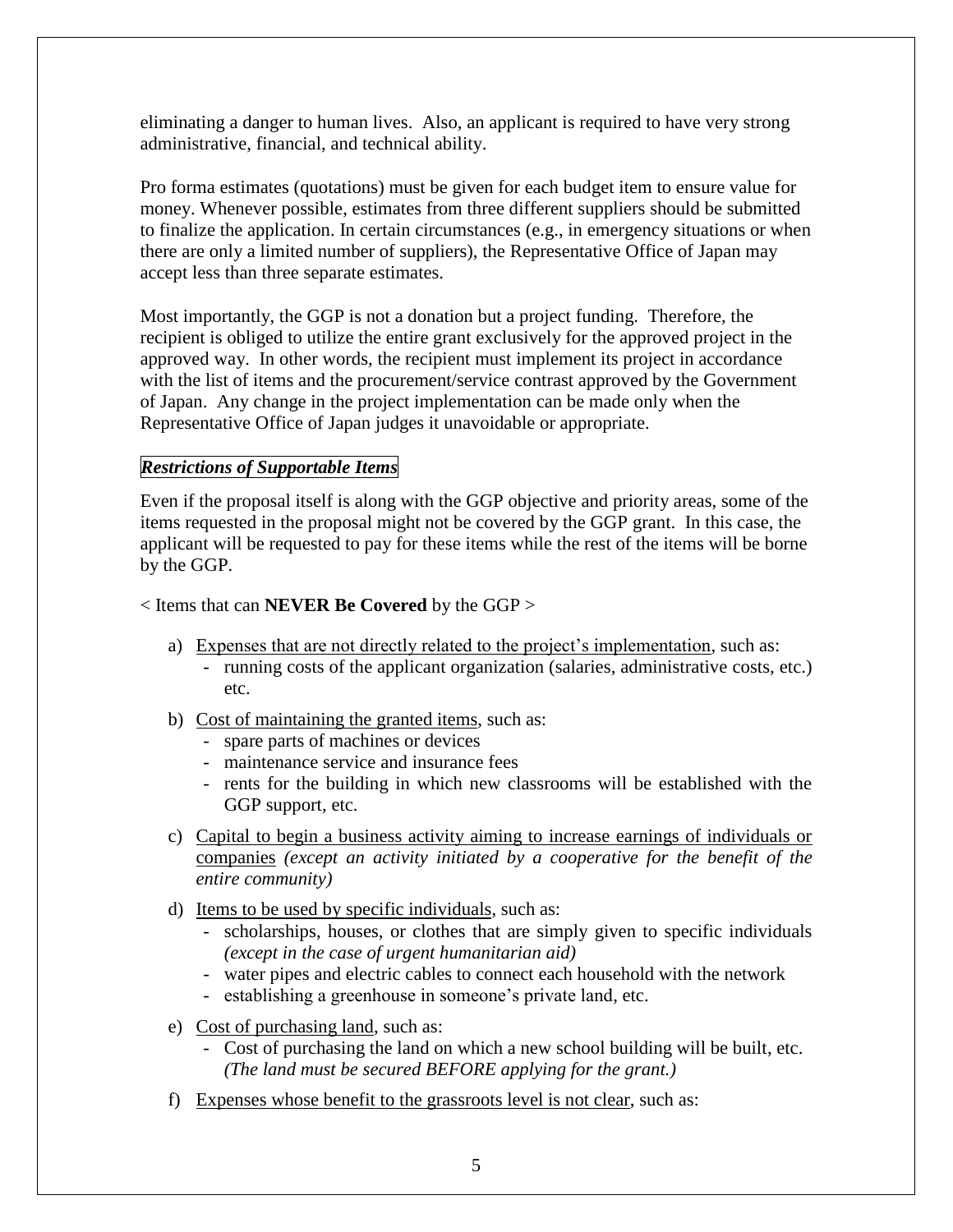eliminating a danger to human lives. Also, an applicant is required to have very strong administrative, financial, and technical ability.

Pro forma estimates (quotations) must be given for each budget item to ensure value for money. Whenever possible, estimates from three different suppliers should be submitted to finalize the application. In certain circumstances (e.g., in emergency situations or when there are only a limited number of suppliers), the Representative Office of Japan may accept less than three separate estimates.

Most importantly, the GGP is not a donation but a project funding. Therefore, the recipient is obliged to utilize the entire grant exclusively for the approved project in the approved way. In other words, the recipient must implement its project in accordance with the list of items and the procurement/service contrast approved by the Government of Japan. Any change in the project implementation can be made only when the Representative Office of Japan judges it unavoidable or appropriate.

***Restrictions of Supportable Items***

Even if the proposal itself is along with the GGP objective and priority areas, some of the items requested in the proposal might not be covered by the GGP grant. In this case, the applicant will be requested to pay for these items while the rest of the items will be borne by the GGP.

< Items that can **NEVER Be Covered** by the GGP >

a) Expenses that are not directly related to the project's implementation, such as:
   - running costs of the applicant organization (salaries, administrative costs, etc.) etc.

b) Cost of maintaining the granted items, such as:
   - spare parts of machines or devices
   - maintenance service and insurance fees
   - rents for the building in which new classrooms will be established with the GGP support, etc.

c) Capital to begin a business activity aiming to increase earnings of individuals or companies *(except an activity initiated by a cooperative for the benefit of the entire community)*

d) Items to be used by specific individuals, such as:
   - scholarships, houses, or clothes that are simply given to specific individuals *(except in the case of urgent humanitarian aid)*
   - water pipes and electric cables to connect each household with the network
   - establishing a greenhouse in someone's private land, etc.

e) Cost of purchasing land, such as:
   - Cost of purchasing the land on which a new school building will be built, etc. *(The land must be secured BEFORE applying for the grant.)*

f) Expenses whose benefit to the grassroots level is not clear, such as: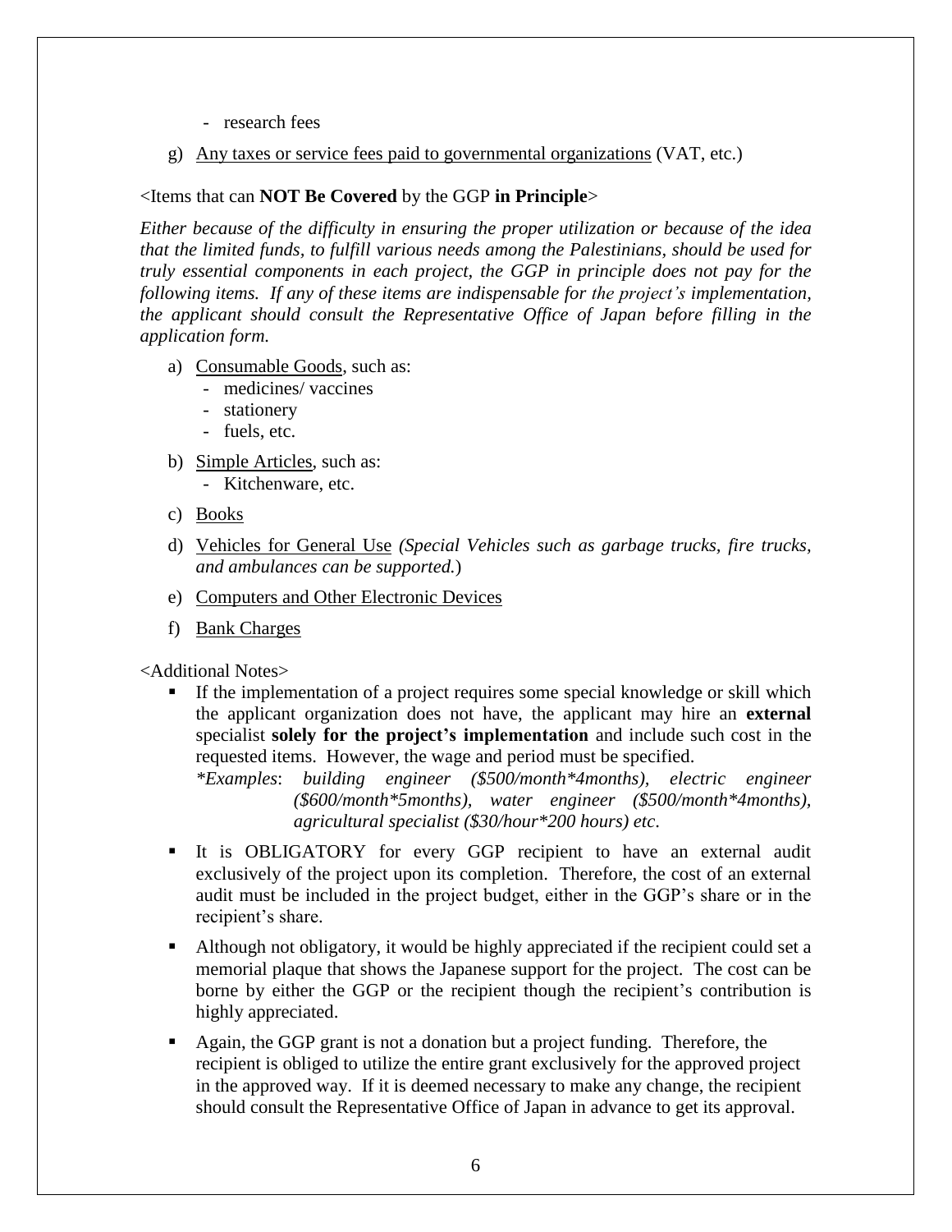- research fees

g) Any taxes or service fees paid to governmental organizations (VAT, etc.)

<Items that can **NOT Be Covered** by the GGP **in Principle**>

*Either because of the difficulty in ensuring the proper utilization or because of the idea that the limited funds, to fulfill various needs among the Palestinians, should be used for truly essential components in each project, the GGP in principle does not pay for the following items. If any of these items are indispensable for the project's implementation, the applicant should consult the Representative Office of Japan before filling in the application form.*

a) Consumable Goods, such as:
   - medicines/ vaccines
   - stationery
   - fuels, etc.

b) Simple Articles, such as:
   - Kitchenware, etc.

c) Books

d) Vehicles for General Use *(Special Vehicles such as garbage trucks, fire trucks, and ambulances can be supported.)*

e) Computers and Other Electronic Devices

f) Bank Charges

<Additional Notes>

- If the implementation of a project requires some special knowledge or skill which the applicant organization does not have, the applicant may hire an **external** specialist **solely for the project's implementation** and include such cost in the requested items. However, the wage and period must be specified.
  *\*Examples: building engineer ($500/month\*4months), electric engineer ($600/month\*5months), water engineer ($500/month\*4months), agricultural specialist ($30/hour\*200 hours) etc.*

- It is OBLIGATORY for every GGP recipient to have an external audit exclusively of the project upon its completion. Therefore, the cost of an external audit must be included in the project budget, either in the GGP's share or in the recipient's share.

- Although not obligatory, it would be highly appreciated if the recipient could set a memorial plaque that shows the Japanese support for the project. The cost can be borne by either the GGP or the recipient though the recipient's contribution is highly appreciated.

- Again, the GGP grant is not a donation but a project funding. Therefore, the recipient is obliged to utilize the entire grant exclusively for the approved project in the approved way. If it is deemed necessary to make any change, the recipient should consult the Representative Office of Japan in advance to get its approval.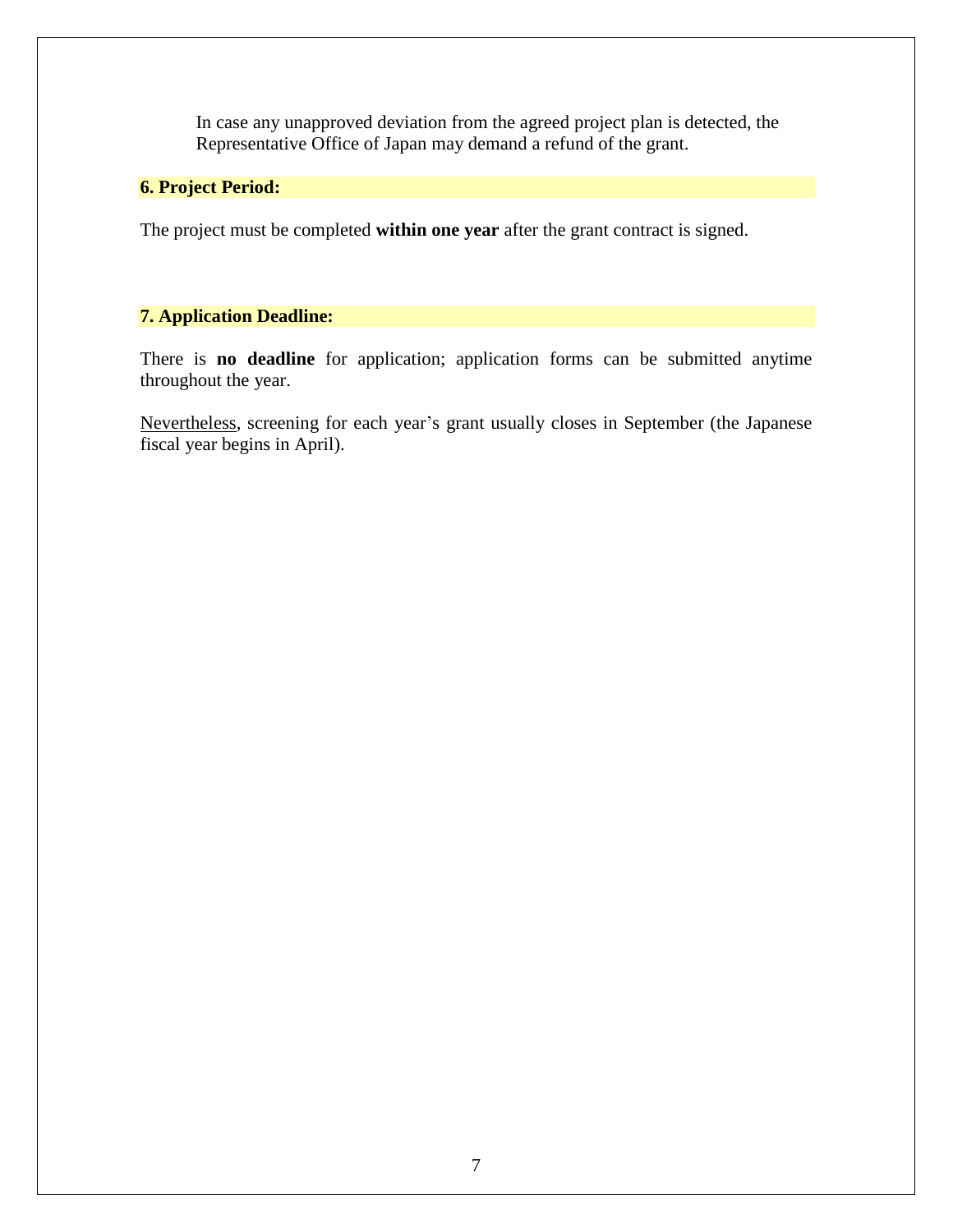In case any unapproved deviation from the agreed project plan is detected, the Representative Office of Japan may demand a refund of the grant.

### 6. Project Period:

The project must be completed **within one year** after the grant contract is signed.

### 7. Application Deadline:

There is **no deadline** for application; application forms can be submitted anytime throughout the year.

Nevertheless, screening for each year's grant usually closes in September (the Japanese fiscal year begins in April).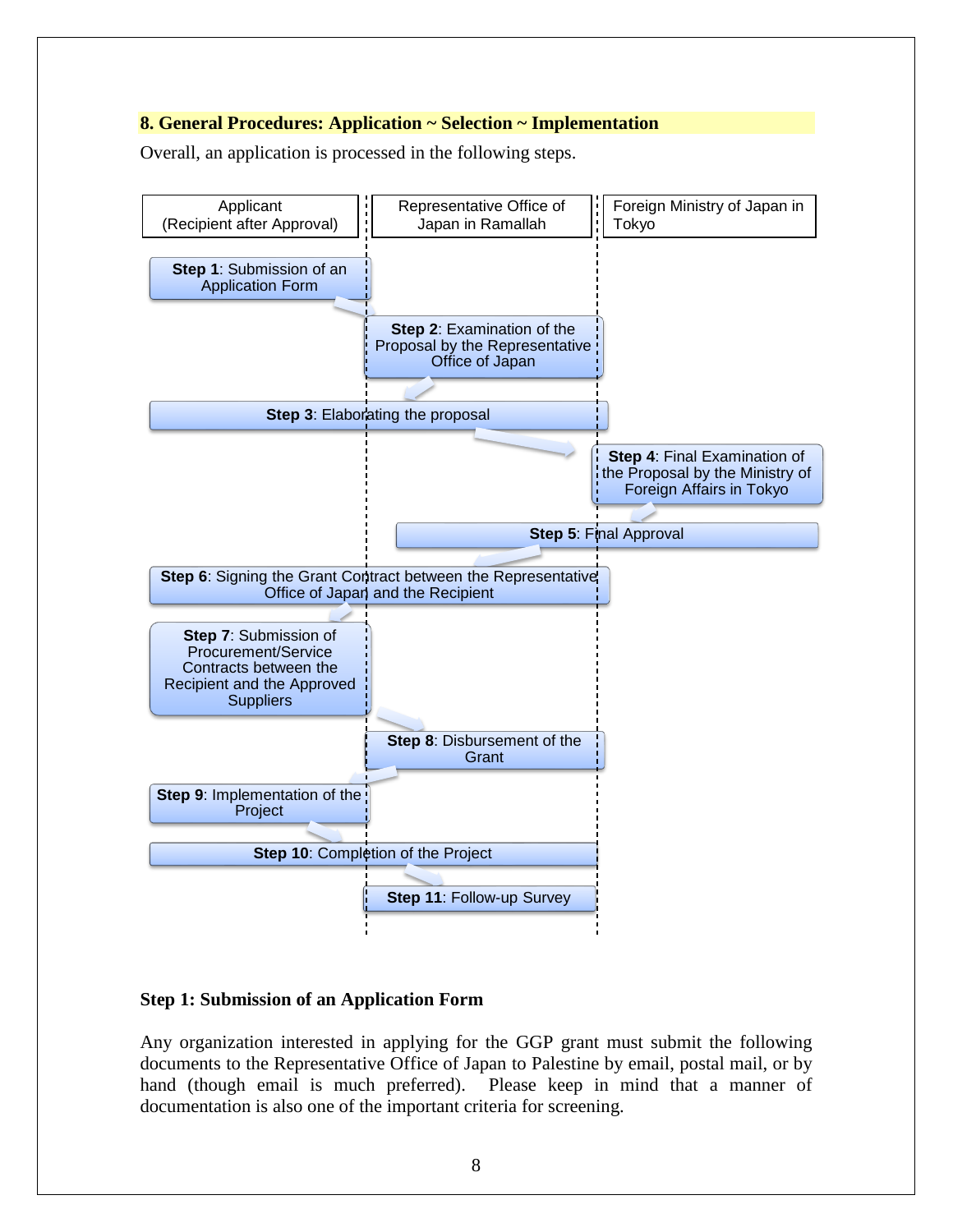## 8. General Procedures: Application ~ Selection ~ Implementation

Overall, an application is processed in the following steps.

| Applicant (Recipient after Approval) | Representative Office of Japan in Ramallah | Foreign Ministry of Japan in Tokyo |
|---|---|---|
| **Step 1**: Submission of an Application Form | | |
| | **Step 2**: Examination of the Proposal by the Representative Office of Japan | |
| **Step 3**: Elaborating the proposal | **Step 3**: Elaborating the proposal | |
| | | **Step 4**: Final Examination of the Proposal by the Ministry of Foreign Affairs in Tokyo |
| | **Step 5**: Final Approval | **Step 5**: Final Approval |
| **Step 6**: Signing the Grant Contract between the Representative Office of Japan and the Recipient | **Step 6**: Signing the Grant Contract between the Representative Office of Japan and the Recipient | |
| **Step 7**: Submission of Procurement/Service Contracts between the Recipient and the Approved Suppliers | | |
| | **Step 8**: Disbursement of the Grant | |
| **Step 9**: Implementation of the Project | | |
| **Step 10**: Completion of the Project | **Step 10**: Completion of the Project | |
| | **Step 11**: Follow-up Survey | |

### Step 1: Submission of an Application Form

Any organization interested in applying for the GGP grant must submit the following documents to the Representative Office of Japan to Palestine by email, postal mail, or by hand (though email is much preferred). Please keep in mind that a manner of documentation is also one of the important criteria for screening.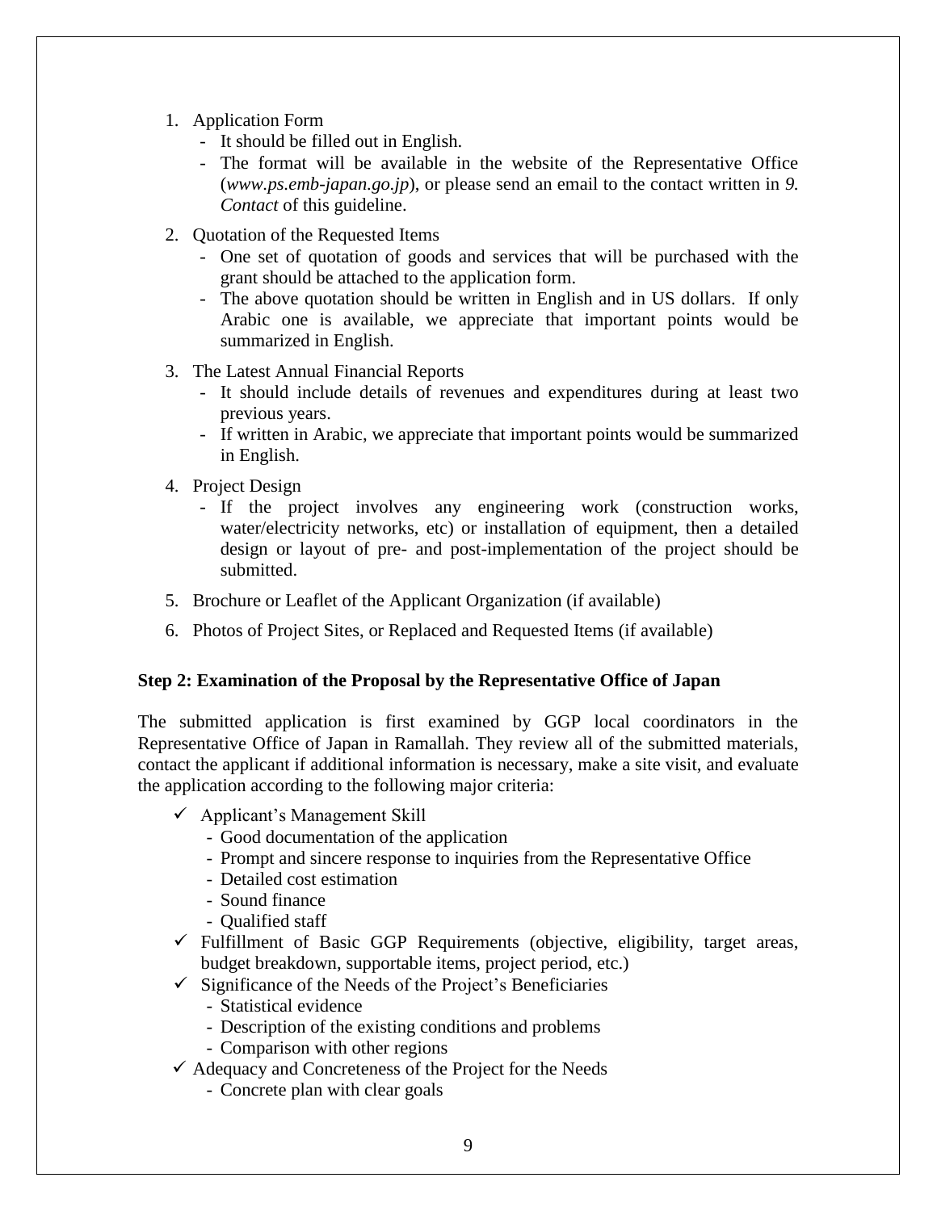1. Application Form
   - It should be filled out in English.
   - The format will be available in the website of the Representative Office (*www.ps.emb-japan.go.jp*), or please send an email to the contact written in *9. Contact* of this guideline.
2. Quotation of the Requested Items
   - One set of quotation of goods and services that will be purchased with the grant should be attached to the application form.
   - The above quotation should be written in English and in US dollars. If only Arabic one is available, we appreciate that important points would be summarized in English.
3. The Latest Annual Financial Reports
   - It should include details of revenues and expenditures during at least two previous years.
   - If written in Arabic, we appreciate that important points would be summarized in English.
4. Project Design
   - If the project involves any engineering work (construction works, water/electricity networks, etc) or installation of equipment, then a detailed design or layout of pre- and post-implementation of the project should be submitted.
5. Brochure or Leaflet of the Applicant Organization (if available)
6. Photos of Project Sites, or Replaced and Requested Items (if available)

**Step 2: Examination of the Proposal by the Representative Office of Japan**

The submitted application is first examined by GGP local coordinators in the Representative Office of Japan in Ramallah. They review all of the submitted materials, contact the applicant if additional information is necessary, make a site visit, and evaluate the application according to the following major criteria:

- ✓ Applicant's Management Skill
  - Good documentation of the application
  - Prompt and sincere response to inquiries from the Representative Office
  - Detailed cost estimation
  - Sound finance
  - Qualified staff
- ✓ Fulfillment of Basic GGP Requirements (objective, eligibility, target areas, budget breakdown, supportable items, project period, etc.)
- ✓ Significance of the Needs of the Project's Beneficiaries
  - Statistical evidence
  - Description of the existing conditions and problems
  - Comparison with other regions
- ✓ Adequacy and Concreteness of the Project for the Needs
  - Concrete plan with clear goals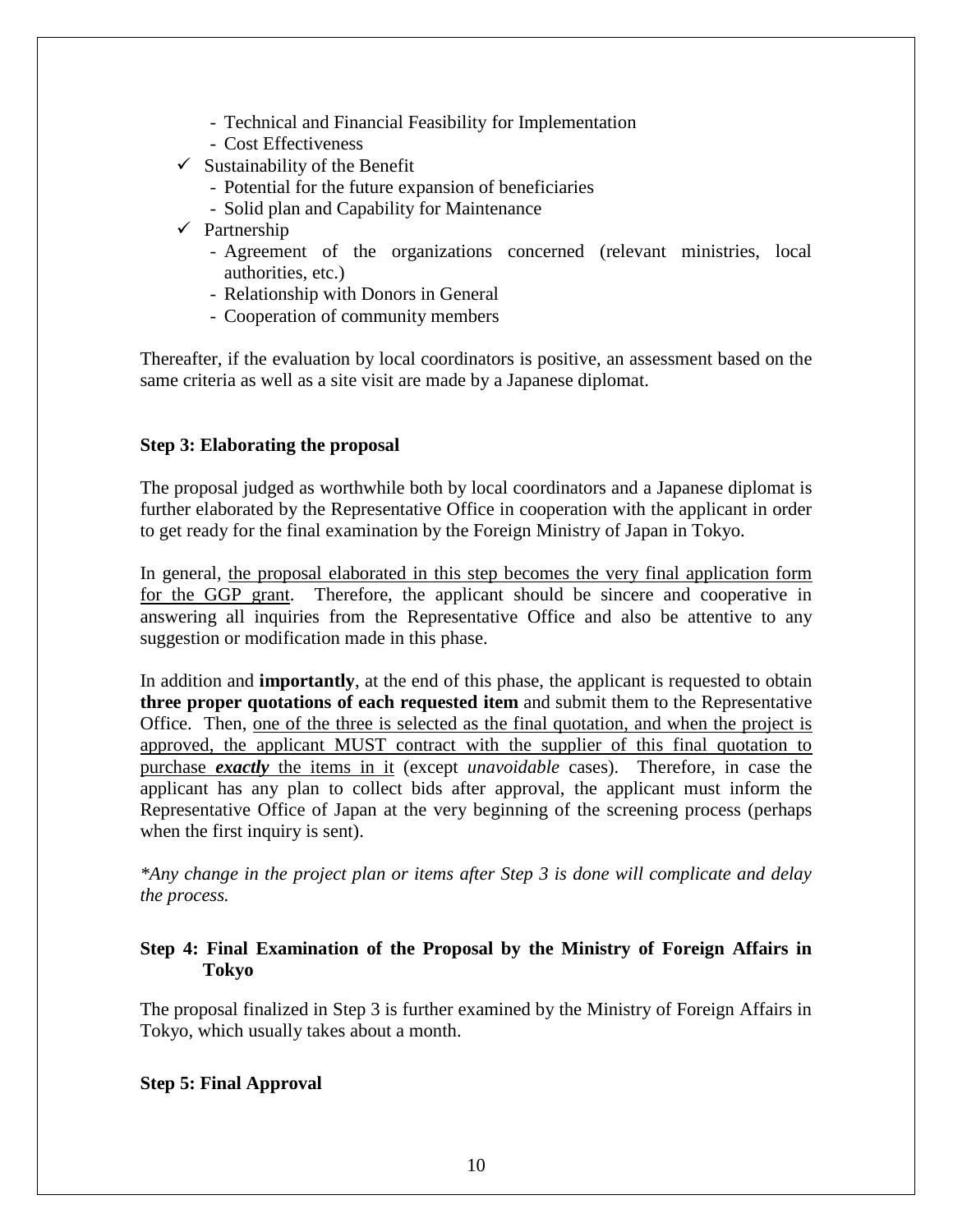- Technical and Financial Feasibility for Implementation
  - Cost Effectiveness
- ✓ Sustainability of the Benefit
  - Potential for the future expansion of beneficiaries
  - Solid plan and Capability for Maintenance
- ✓ Partnership
  - Agreement of the organizations concerned (relevant ministries, local authorities, etc.)
  - Relationship with Donors in General
  - Cooperation of community members

Thereafter, if the evaluation by local coordinators is positive, an assessment based on the same criteria as well as a site visit are made by a Japanese diplomat.

**Step 3: Elaborating the proposal**

The proposal judged as worthwhile both by local coordinators and a Japanese diplomat is further elaborated by the Representative Office in cooperation with the applicant in order to get ready for the final examination by the Foreign Ministry of Japan in Tokyo.

In general, <u>the proposal elaborated in this step becomes the very final application form for the GGP grant</u>. Therefore, the applicant should be sincere and cooperative in answering all inquiries from the Representative Office and also be attentive to any suggestion or modification made in this phase.

In addition and **importantly**, at the end of this phase, the applicant is requested to obtain **three proper quotations of each requested item** and submit them to the Representative Office. Then, <u>one of the three is selected as the final quotation, and when the project is approved, the applicant MUST contract with the supplier of this final quotation to purchase ***exactly*** the items in it</u> (except *unavoidable* cases). Therefore, in case the applicant has any plan to collect bids after approval, the applicant must inform the Representative Office of Japan at the very beginning of the screening process (perhaps when the first inquiry is sent).

*\*Any change in the project plan or items after Step 3 is done will complicate and delay the process.*

**Step 4: Final Examination of the Proposal by the Ministry of Foreign Affairs in Tokyo**

The proposal finalized in Step 3 is further examined by the Ministry of Foreign Affairs in Tokyo, which usually takes about a month.

**Step 5: Final Approval**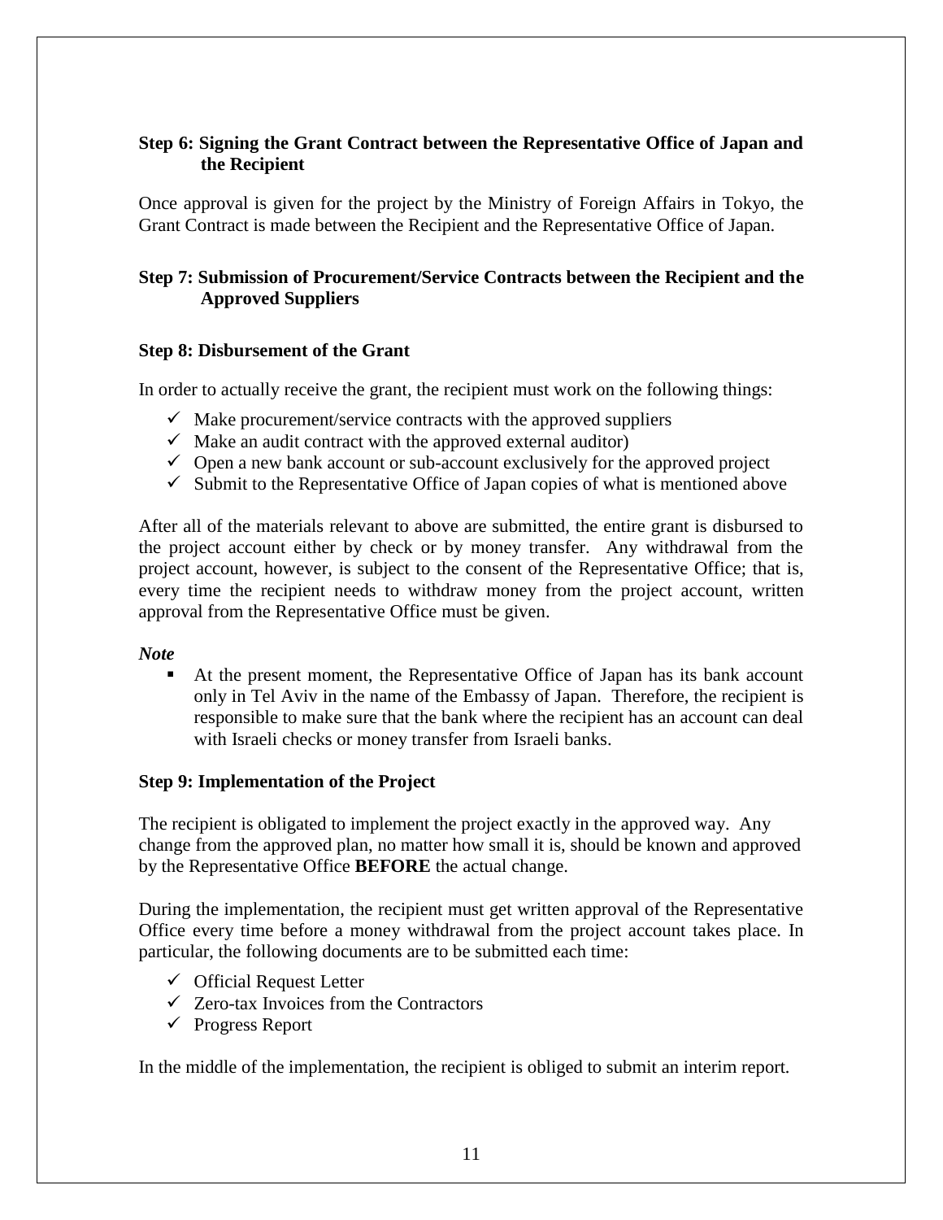### Step 6: Signing the Grant Contract between the Representative Office of Japan and the Recipient

Once approval is given for the project by the Ministry of Foreign Affairs in Tokyo, the Grant Contract is made between the Recipient and the Representative Office of Japan.

### Step 7: Submission of Procurement/Service Contracts between the Recipient and the Approved Suppliers

### Step 8: Disbursement of the Grant

In order to actually receive the grant, the recipient must work on the following things:

- ✓ Make procurement/service contracts with the approved suppliers
- ✓ Make an audit contract with the approved external auditor)
- ✓ Open a new bank account or sub-account exclusively for the approved project
- ✓ Submit to the Representative Office of Japan copies of what is mentioned above

After all of the materials relevant to above are submitted, the entire grant is disbursed to the project account either by check or by money transfer. Any withdrawal from the project account, however, is subject to the consent of the Representative Office; that is, every time the recipient needs to withdraw money from the project account, written approval from the Representative Office must be given.

***Note***

- At the present moment, the Representative Office of Japan has its bank account only in Tel Aviv in the name of the Embassy of Japan. Therefore, the recipient is responsible to make sure that the bank where the recipient has an account can deal with Israeli checks or money transfer from Israeli banks.

### Step 9: Implementation of the Project

The recipient is obligated to implement the project exactly in the approved way. Any change from the approved plan, no matter how small it is, should be known and approved by the Representative Office **BEFORE** the actual change.

During the implementation, the recipient must get written approval of the Representative Office every time before a money withdrawal from the project account takes place. In particular, the following documents are to be submitted each time:

- ✓ Official Request Letter
- ✓ Zero-tax Invoices from the Contractors
- ✓ Progress Report

In the middle of the implementation, the recipient is obliged to submit an interim report.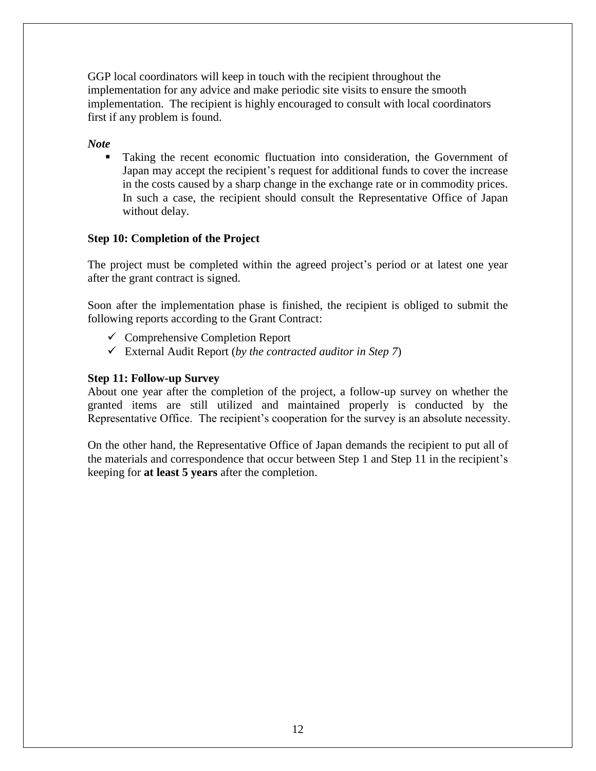GGP local coordinators will keep in touch with the recipient throughout the implementation for any advice and make periodic site visits to ensure the smooth implementation. The recipient is highly encouraged to consult with local coordinators first if any problem is found.

***Note***

- Taking the recent economic fluctuation into consideration, the Government of Japan may accept the recipient's request for additional funds to cover the increase in the costs caused by a sharp change in the exchange rate or in commodity prices. In such a case, the recipient should consult the Representative Office of Japan without delay.

**Step 10: Completion of the Project**

The project must be completed within the agreed project's period or at latest one year after the grant contract is signed.

Soon after the implementation phase is finished, the recipient is obliged to submit the following reports according to the Grant Contract:

- ✓ Comprehensive Completion Report
- ✓ External Audit Report (*by the contracted auditor in Step 7*)

**Step 11: Follow-up Survey**

About one year after the completion of the project, a follow-up survey on whether the granted items are still utilized and maintained properly is conducted by the Representative Office. The recipient's cooperation for the survey is an absolute necessity.

On the other hand, the Representative Office of Japan demands the recipient to put all of the materials and correspondence that occur between Step 1 and Step 11 in the recipient's keeping for **at least 5 years** after the completion.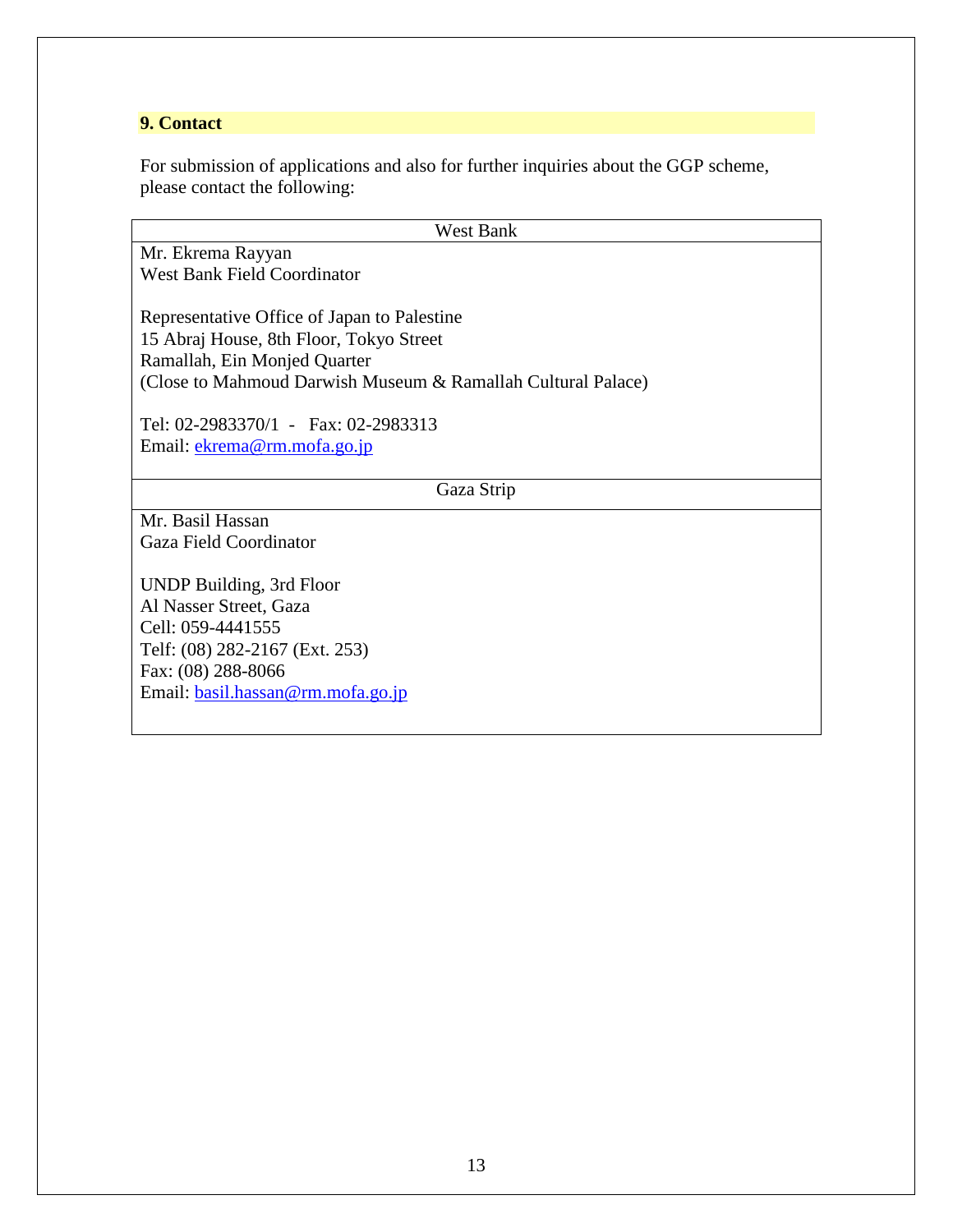## 9. Contact

For submission of applications and also for further inquiries about the GGP scheme, please contact the following:

| West Bank |
|---|
| Mr. Ekrema Rayyan<br>West Bank Field Coordinator<br><br>Representative Office of Japan to Palestine<br>15 Abraj House, 8th Floor, Tokyo Street<br>Ramallah, Ein Monjed Quarter<br>(Close to Mahmoud Darwish Museum & Ramallah Cultural Palace)<br><br>Tel: 02-2983370/1 - Fax: 02-2983313<br>Email: ekrema@rm.mofa.go.jp |
| **Gaza Strip** |
| Mr. Basil Hassan<br>Gaza Field Coordinator<br><br>UNDP Building, 3rd Floor<br>Al Nasser Street, Gaza<br>Cell: 059-4441555<br>Telf: (08) 282-2167 (Ext. 253)<br>Fax: (08) 288-8066<br>Email: basil.hassan@rm.mofa.go.jp |